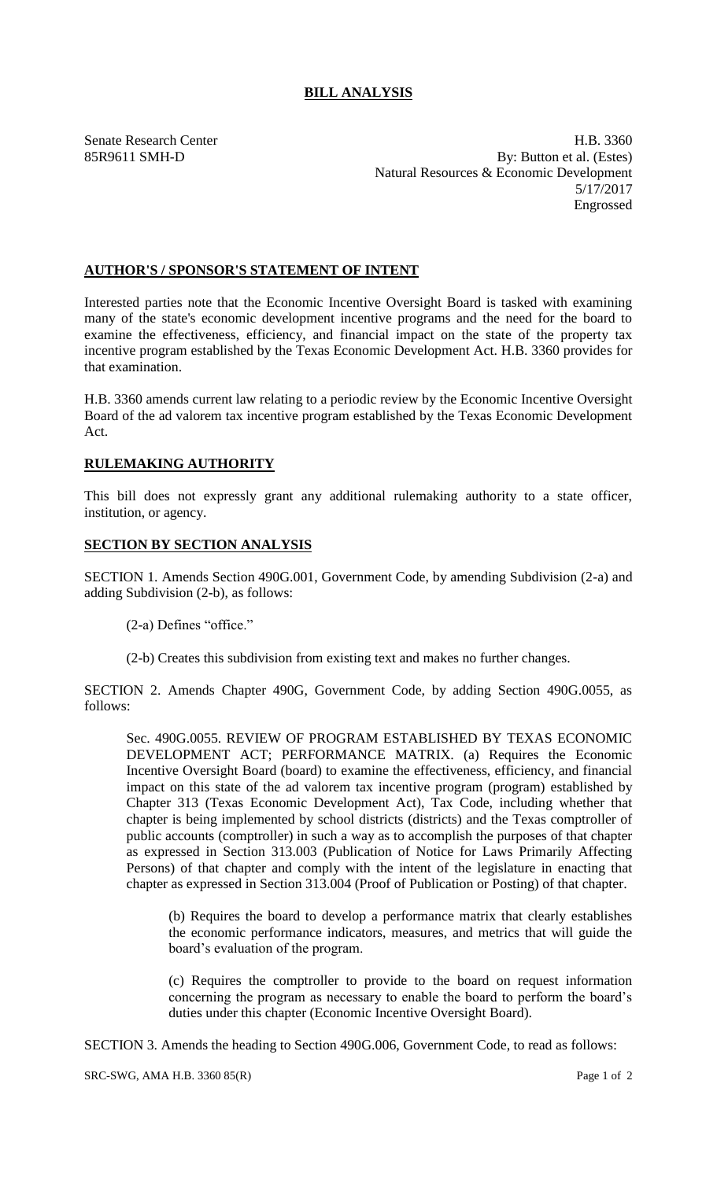# BILL ANALYSIS

Senate Research Center
85R9611 SMH-D

H.B. 3360
By: Button et al. (Estes)
Natural Resources & Economic Development
5/17/2017
Engrossed

## AUTHOR'S / SPONSOR'S STATEMENT OF INTENT

Interested parties note that the Economic Incentive Oversight Board is tasked with examining many of the state's economic development incentive programs and the need for the board to examine the effectiveness, efficiency, and financial impact on the state of the property tax incentive program established by the Texas Economic Development Act. H.B. 3360 provides for that examination.

H.B. 3360 amends current law relating to a periodic review by the Economic Incentive Oversight Board of the ad valorem tax incentive program established by the Texas Economic Development Act.

## RULEMAKING AUTHORITY

This bill does not expressly grant any additional rulemaking authority to a state officer, institution, or agency.

## SECTION BY SECTION ANALYSIS

SECTION 1. Amends Section 490G.001, Government Code, by amending Subdivision (2-a) and adding Subdivision (2-b), as follows:

(2-a) Defines "office."

(2-b) Creates this subdivision from existing text and makes no further changes.

SECTION 2. Amends Chapter 490G, Government Code, by adding Section 490G.0055, as follows:

Sec. 490G.0055. REVIEW OF PROGRAM ESTABLISHED BY TEXAS ECONOMIC DEVELOPMENT ACT; PERFORMANCE MATRIX. (a) Requires the Economic Incentive Oversight Board (board) to examine the effectiveness, efficiency, and financial impact on this state of the ad valorem tax incentive program (program) established by Chapter 313 (Texas Economic Development Act), Tax Code, including whether that chapter is being implemented by school districts (districts) and the Texas comptroller of public accounts (comptroller) in such a way as to accomplish the purposes of that chapter as expressed in Section 313.003 (Publication of Notice for Laws Primarily Affecting Persons) of that chapter and comply with the intent of the legislature in enacting that chapter as expressed in Section 313.004 (Proof of Publication or Posting) of that chapter.

(b) Requires the board to develop a performance matrix that clearly establishes the economic performance indicators, measures, and metrics that will guide the board's evaluation of the program.

(c) Requires the comptroller to provide to the board on request information concerning the program as necessary to enable the board to perform the board's duties under this chapter (Economic Incentive Oversight Board).

SECTION 3. Amends the heading to Section 490G.006, Government Code, to read as follows: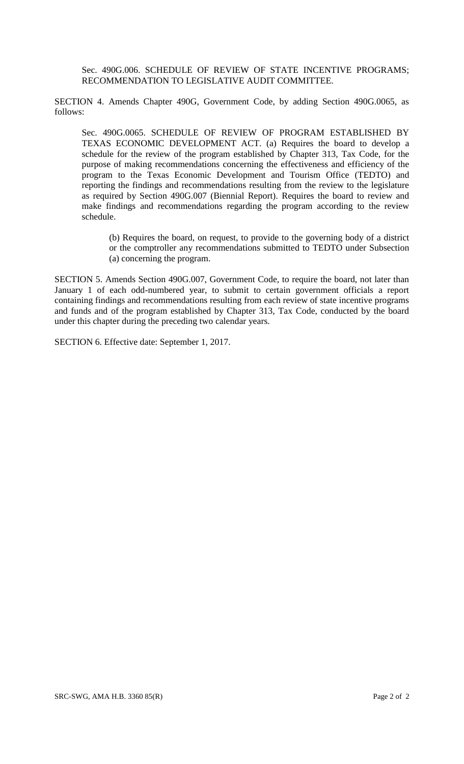Sec. 490G.006. SCHEDULE OF REVIEW OF STATE INCENTIVE PROGRAMS; RECOMMENDATION TO LEGISLATIVE AUDIT COMMITTEE.

SECTION 4. Amends Chapter 490G, Government Code, by adding Section 490G.0065, as follows:

Sec. 490G.0065. SCHEDULE OF REVIEW OF PROGRAM ESTABLISHED BY TEXAS ECONOMIC DEVELOPMENT ACT. (a) Requires the board to develop a schedule for the review of the program established by Chapter 313, Tax Code, for the purpose of making recommendations concerning the effectiveness and efficiency of the program to the Texas Economic Development and Tourism Office (TEDTO) and reporting the findings and recommendations resulting from the review to the legislature as required by Section 490G.007 (Biennial Report). Requires the board to review and make findings and recommendations regarding the program according to the review schedule.

(b) Requires the board, on request, to provide to the governing body of a district or the comptroller any recommendations submitted to TEDTO under Subsection (a) concerning the program.

SECTION 5. Amends Section 490G.007, Government Code, to require the board, not later than January 1 of each odd-numbered year, to submit to certain government officials a report containing findings and recommendations resulting from each review of state incentive programs and funds and of the program established by Chapter 313, Tax Code, conducted by the board under this chapter during the preceding two calendar years.

SECTION 6. Effective date: September 1, 2017.